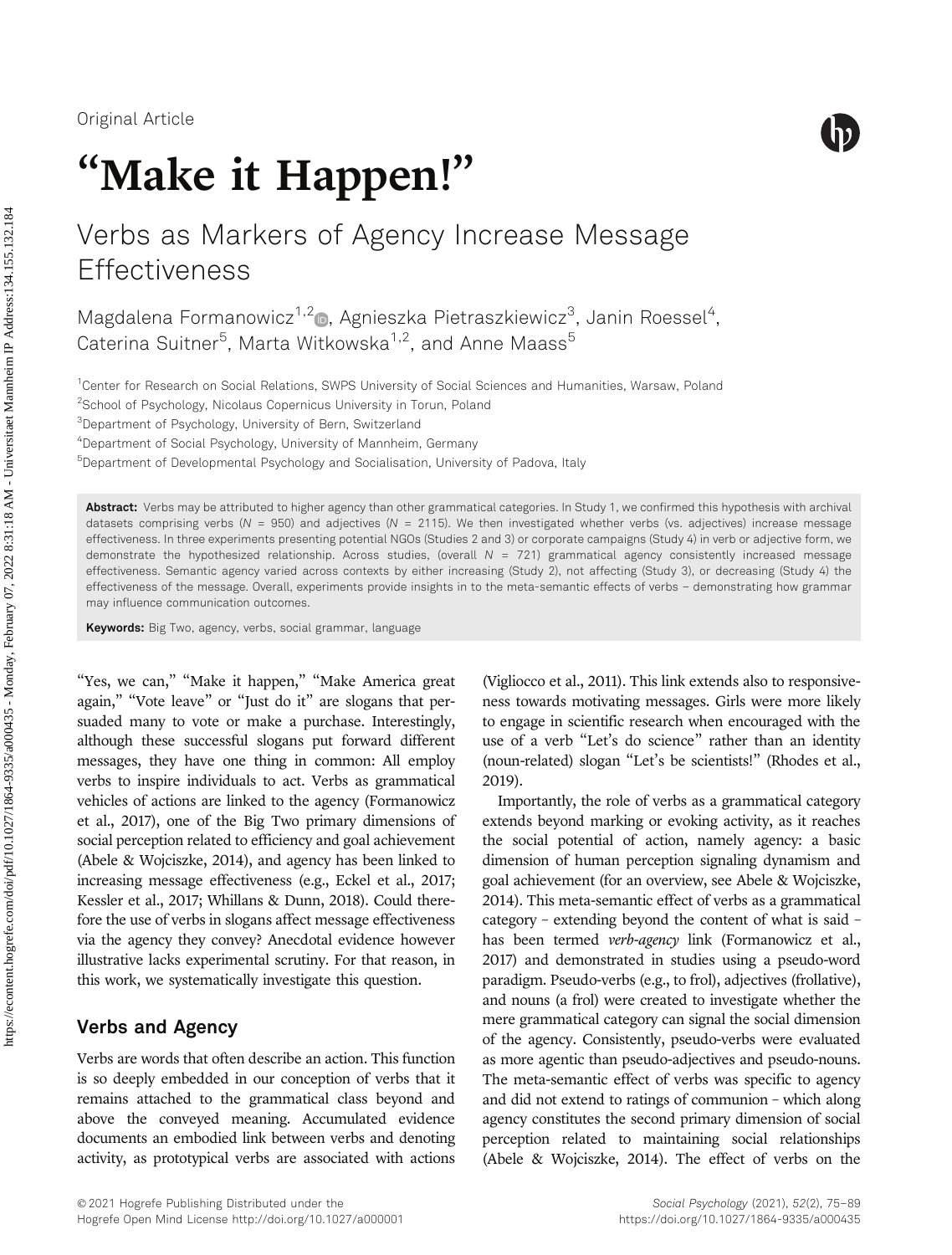Original Article

# "Make it Happen!"

## Verbs as Markers of Agency Increase Message Effectiveness

Magdalena Formanowicz[1,2], Agnieszka Pietraszkiewicz[3], Janin Roessel[4], Caterina Suitner[5], Marta Witkowska[1,2], and Anne Maass[5]

[1]Center for Research on Social Relations, SWPS University of Social Sciences and Humanities, Warsaw, Poland

[2]School of Psychology, Nicolaus Copernicus University in Torun, Poland

[3]Department of Psychology, University of Bern, Switzerland

[4]Department of Social Psychology, University of Mannheim, Germany

[5]Department of Developmental Psychology and Socialisation, University of Padova, Italy

**Abstract:** Verbs may be attributed to higher agency than other grammatical categories. In Study 1, we confirmed this hypothesis with archival datasets comprising verbs ($N$ = 950) and adjectives ($N$ = 2115). We then investigated whether verbs (vs. adjectives) increase message effectiveness. In three experiments presenting potential NGOs (Studies 2 and 3) or corporate campaigns (Study 4) in verb or adjective form, we demonstrate the hypothesized relationship. Across studies, (overall $N$ = 721) grammatical agency consistently increased message effectiveness. Semantic agency varied across contexts by either increasing (Study 2), not affecting (Study 3), or decreasing (Study 4) the effectiveness of the message. Overall, experiments provide insights in to the meta-semantic effects of verbs – demonstrating how grammar may influence communication outcomes.

**Keywords:** Big Two, agency, verbs, social grammar, language

"Yes, we can," "Make it happen," "Make America great again," "Vote leave" or "Just do it" are slogans that persuaded many to vote or make a purchase. Interestingly, although these successful slogans put forward different messages, they have one thing in common: All employ verbs to inspire individuals to act. Verbs as grammatical vehicles of actions are linked to the agency (Formanowicz et al., 2017), one of the Big Two primary dimensions of social perception related to efficiency and goal achievement (Abele & Wojciszke, 2014), and agency has been linked to increasing message effectiveness (e.g., Eckel et al., 2017; Kessler et al., 2017; Whillans & Dunn, 2018). Could therefore the use of verbs in slogans affect message effectiveness via the agency they convey? Anecdotal evidence however illustrative lacks experimental scrutiny. For that reason, in this work, we systematically investigate this question.

## Verbs and Agency

Verbs are words that often describe an action. This function is so deeply embedded in our conception of verbs that it remains attached to the grammatical class beyond and above the conveyed meaning. Accumulated evidence documents an embodied link between verbs and denoting activity, as prototypical verbs are associated with actions (Vigliocco et al., 2011). This link extends also to responsiveness towards motivating messages. Girls were more likely to engage in scientific research when encouraged with the use of a verb "Let's do science" rather than an identity (noun-related) slogan "Let's be scientists!" (Rhodes et al., 2019).

Importantly, the role of verbs as a grammatical category extends beyond marking or evoking activity, as it reaches the social potential of action, namely agency: a basic dimension of human perception signaling dynamism and goal achievement (for an overview, see Abele & Wojciszke, 2014). This meta-semantic effect of verbs as a grammatical category – extending beyond the content of what is said – has been termed *verb-agency* link (Formanowicz et al., 2017) and demonstrated in studies using a pseudo-word paradigm. Pseudo-verbs (e.g., to frol), adjectives (frollative), and nouns (a frol) were created to investigate whether the mere grammatical category can signal the social dimension of the agency. Consistently, pseudo-verbs were evaluated as more agentic than pseudo-adjectives and pseudo-nouns. The meta-semantic effect of verbs was specific to agency and did not extend to ratings of communion – which along agency constitutes the second primary dimension of social perception related to maintaining social relationships (Abele & Wojciszke, 2014). The effect of verbs on the

© 2021 Hogrefe Publishing Distributed under the Hogrefe Open Mind License http://doi.org/10.1027/a000001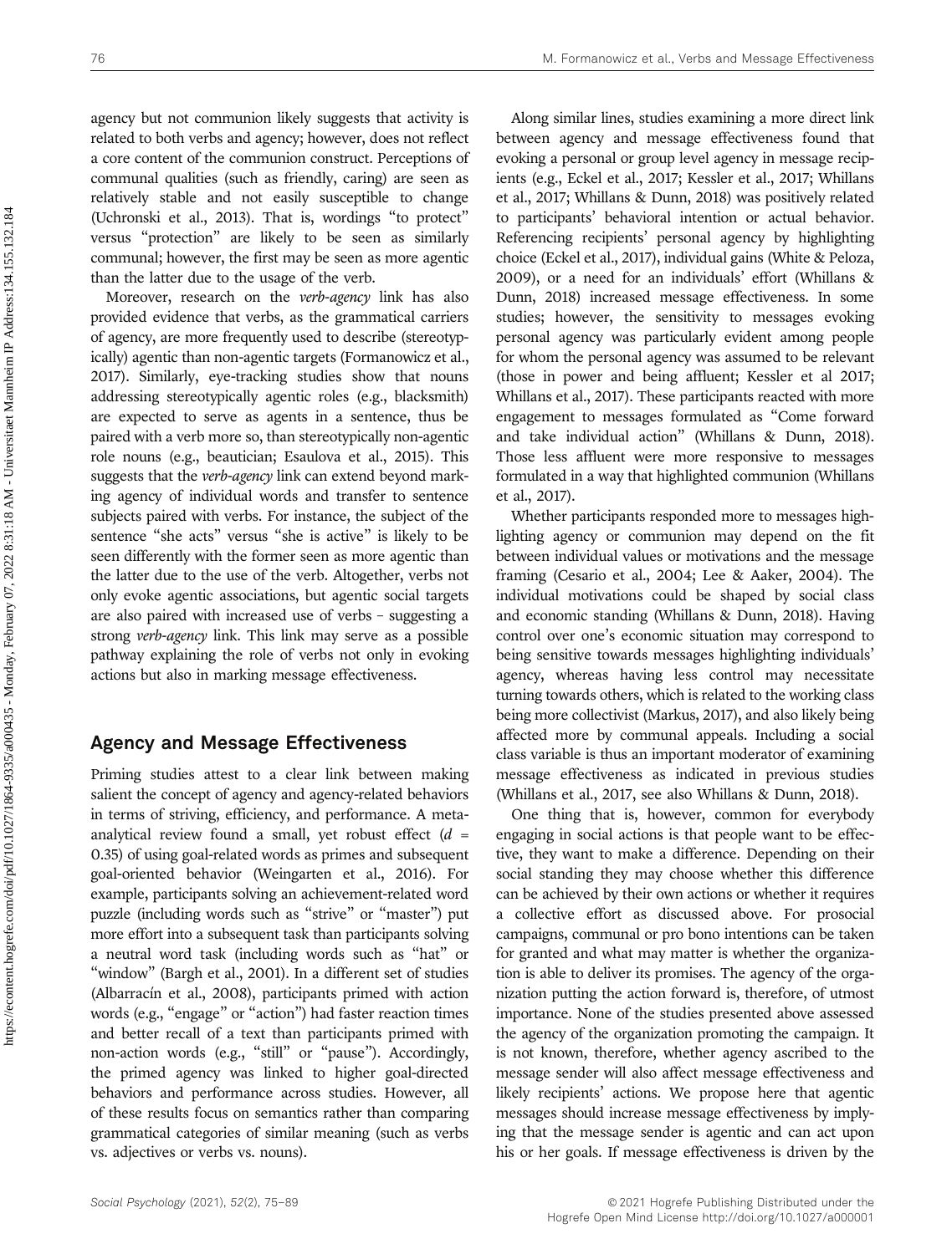agency but not communion likely suggests that activity is related to both verbs and agency; however, does not reflect a core content of the communion construct. Perceptions of communal qualities (such as friendly, caring) are seen as relatively stable and not easily susceptible to change (Uchronski et al., 2013). That is, wordings "to protect" versus "protection" are likely to be seen as similarly communal; however, the first may be seen as more agentic than the latter due to the usage of the verb.

Moreover, research on the *verb-agency* link has also provided evidence that verbs, as the grammatical carriers of agency, are more frequently used to describe (stereotypically) agentic than non-agentic targets (Formanowicz et al., 2017). Similarly, eye-tracking studies show that nouns addressing stereotypically agentic roles (e.g., blacksmith) are expected to serve as agents in a sentence, thus be paired with a verb more so, than stereotypically non-agentic role nouns (e.g., beautician; Esaulova et al., 2015). This suggests that the *verb-agency* link can extend beyond marking agency of individual words and transfer to sentence subjects paired with verbs. For instance, the subject of the sentence "she acts" versus "she is active" is likely to be seen differently with the former seen as more agentic than the latter due to the use of the verb. Altogether, verbs not only evoke agentic associations, but agentic social targets are also paired with increased use of verbs – suggesting a strong *verb-agency* link. This link may serve as a possible pathway explaining the role of verbs not only in evoking actions but also in marking message effectiveness.

## Agency and Message Effectiveness

Priming studies attest to a clear link between making salient the concept of agency and agency-related behaviors in terms of striving, efficiency, and performance. A meta-analytical review found a small, yet robust effect ($d$ = 0.35) of using goal-related words as primes and subsequent goal-oriented behavior (Weingarten et al., 2016). For example, participants solving an achievement-related word puzzle (including words such as "strive" or "master") put more effort into a subsequent task than participants solving a neutral word task (including words such as "hat" or "window" (Bargh et al., 2001). In a different set of studies (Albarracín et al., 2008), participants primed with action words (e.g., "engage" or "action") had faster reaction times and better recall of a text than participants primed with non-action words (e.g., "still" or "pause"). Accordingly, the primed agency was linked to higher goal-directed behaviors and performance across studies. However, all of these results focus on semantics rather than comparing grammatical categories of similar meaning (such as verbs vs. adjectives or verbs vs. nouns).

Along similar lines, studies examining a more direct link between agency and message effectiveness found that evoking a personal or group level agency in message recipients (e.g., Eckel et al., 2017; Kessler et al., 2017; Whillans et al., 2017; Whillans & Dunn, 2018) was positively related to participants' behavioral intention or actual behavior. Referencing recipients' personal agency by highlighting choice (Eckel et al., 2017), individual gains (White & Peloza, 2009), or a need for an individuals' effort (Whillans & Dunn, 2018) increased message effectiveness. In some studies; however, the sensitivity to messages evoking personal agency was particularly evident among people for whom the personal agency was assumed to be relevant (those in power and being affluent; Kessler et al 2017; Whillans et al., 2017). These participants reacted with more engagement to messages formulated as "Come forward and take individual action" (Whillans & Dunn, 2018). Those less affluent were more responsive to messages formulated in a way that highlighted communion (Whillans et al., 2017).

Whether participants responded more to messages highlighting agency or communion may depend on the fit between individual values or motivations and the message framing (Cesario et al., 2004; Lee & Aaker, 2004). The individual motivations could be shaped by social class and economic standing (Whillans & Dunn, 2018). Having control over one's economic situation may correspond to being sensitive towards messages highlighting individuals' agency, whereas having less control may necessitate turning towards others, which is related to the working class being more collectivist (Markus, 2017), and also likely being affected more by communal appeals. Including a social class variable is thus an important moderator of examining message effectiveness as indicated in previous studies (Whillans et al., 2017, see also Whillans & Dunn, 2018).

One thing that is, however, common for everybody engaging in social actions is that people want to be effective, they want to make a difference. Depending on their social standing they may choose whether this difference can be achieved by their own actions or whether it requires a collective effort as discussed above. For prosocial campaigns, communal or pro bono intentions can be taken for granted and what may matter is whether the organization is able to deliver its promises. The agency of the organization putting the action forward is, therefore, of utmost importance. None of the studies presented above assessed the agency of the organization promoting the campaign. It is not known, therefore, whether agency ascribed to the message sender will also affect message effectiveness and likely recipients' actions. We propose here that agentic messages should increase message effectiveness by implying that the message sender is agentic and can act upon his or her goals. If message effectiveness is driven by the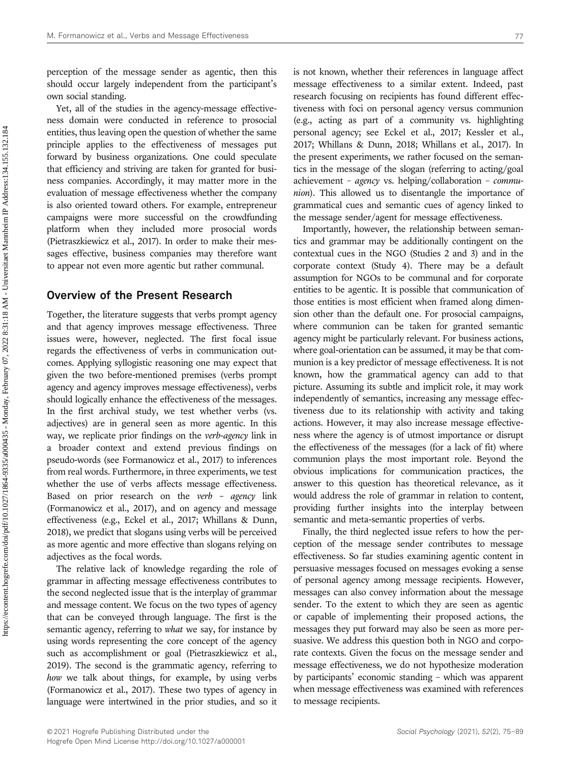perception of the message sender as agentic, then this should occur largely independent from the participant's own social standing.

Yet, all of the studies in the agency-message effectiveness domain were conducted in reference to prosocial entities, thus leaving open the question of whether the same principle applies to the effectiveness of messages put forward by business organizations. One could speculate that efficiency and striving are taken for granted for business companies. Accordingly, it may matter more in the evaluation of message effectiveness whether the company is also oriented toward others. For example, entrepreneur campaigns were more successful on the crowdfunding platform when they included more prosocial words (Pietraszkiewicz et al., 2017). In order to make their messages effective, business companies may therefore want to appear not even more agentic but rather communal.

## Overview of the Present Research

Together, the literature suggests that verbs prompt agency and that agency improves message effectiveness. Three issues were, however, neglected. The first focal issue regards the effectiveness of verbs in communication outcomes. Applying syllogistic reasoning one may expect that given the two before-mentioned premises (verbs prompt agency and agency improves message effectiveness), verbs should logically enhance the effectiveness of the messages. In the first archival study, we test whether verbs (vs. adjectives) are in general seen as more agentic. In this way, we replicate prior findings on the *verb-agency* link in a broader context and extend previous findings on pseudo-words (see Formanowicz et al., 2017) to inferences from real words. Furthermore, in three experiments, we test whether the use of verbs affects message effectiveness. Based on prior research on the *verb – agency* link (Formanowicz et al., 2017), and on agency and message effectiveness (e.g., Eckel et al., 2017; Whillans & Dunn, 2018), we predict that slogans using verbs will be perceived as more agentic and more effective than slogans relying on adjectives as the focal words.

The relative lack of knowledge regarding the role of grammar in affecting message effectiveness contributes to the second neglected issue that is the interplay of grammar and message content. We focus on the two types of agency that can be conveyed through language. The first is the semantic agency, referring to *what* we say, for instance by using words representing the core concept of the agency such as accomplishment or goal (Pietraszkiewicz et al., 2019). The second is the grammatic agency, referring to *how* we talk about things, for example, by using verbs (Formanowicz et al., 2017). These two types of agency in language were intertwined in the prior studies, and so it is not known, whether their references in language affect message effectiveness to a similar extent. Indeed, past research focusing on recipients has found different effectiveness with foci on personal agency versus communion (e.g., acting as part of a community vs. highlighting personal agency; see Eckel et al., 2017; Kessler et al., 2017; Whillans & Dunn, 2018; Whillans et al., 2017). In the present experiments, we rather focused on the semantics in the message of the slogan (referring to acting/goal achievement – *agency* vs. helping/collaboration – *communion*). This allowed us to disentangle the importance of grammatical cues and semantic cues of agency linked to the message sender/agent for message effectiveness.

Importantly, however, the relationship between semantics and grammar may be additionally contingent on the contextual cues in the NGO (Studies 2 and 3) and in the corporate context (Study 4). There may be a default assumption for NGOs to be communal and for corporate entities to be agentic. It is possible that communication of those entities is most efficient when framed along dimension other than the default one. For prosocial campaigns, where communion can be taken for granted semantic agency might be particularly relevant. For business actions, where goal-orientation can be assumed, it may be that communion is a key predictor of message effectiveness. It is not known, how the grammatical agency can add to that picture. Assuming its subtle and implicit role, it may work independently of semantics, increasing any message effectiveness due to its relationship with activity and taking actions. However, it may also increase message effectiveness where the agency is of utmost importance or disrupt the effectiveness of the messages (for a lack of fit) where communion plays the most important role. Beyond the obvious implications for communication practices, the answer to this question has theoretical relevance, as it would address the role of grammar in relation to content, providing further insights into the interplay between semantic and meta-semantic properties of verbs.

Finally, the third neglected issue refers to how the perception of the message sender contributes to message effectiveness. So far studies examining agentic content in persuasive messages focused on messages evoking a sense of personal agency among message recipients. However, messages can also convey information about the message sender. To the extent to which they are seen as agentic or capable of implementing their proposed actions, the messages they put forward may also be seen as more persuasive. We address this question both in NGO and corporate contexts. Given the focus on the message sender and message effectiveness, we do not hypothesize moderation by participants' economic standing – which was apparent when message effectiveness was examined with references to message recipients.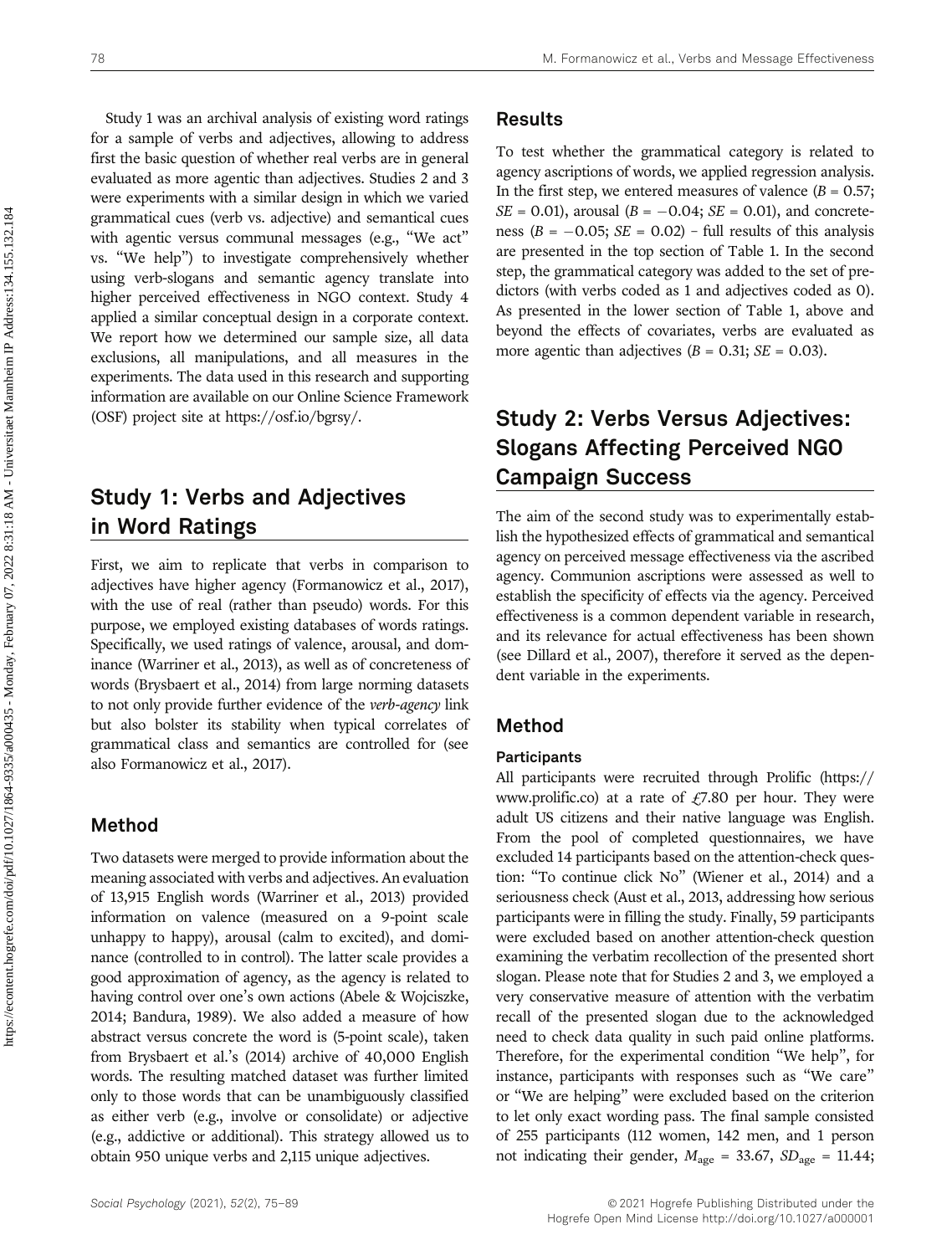Study 1 was an archival analysis of existing word ratings for a sample of verbs and adjectives, allowing to address first the basic question of whether real verbs are in general evaluated as more agentic than adjectives. Studies 2 and 3 were experiments with a similar design in which we varied grammatical cues (verb vs. adjective) and semantical cues with agentic versus communal messages (e.g., "We act" vs. "We help") to investigate comprehensively whether using verb-slogans and semantic agency translate into higher perceived effectiveness in NGO context. Study 4 applied a similar conceptual design in a corporate context. We report how we determined our sample size, all data exclusions, all manipulations, and all measures in the experiments. The data used in this research and supporting information are available on our Online Science Framework (OSF) project site at https://osf.io/bgrsy/.

## Study 1: Verbs and Adjectives in Word Ratings

First, we aim to replicate that verbs in comparison to adjectives have higher agency (Formanowicz et al., 2017), with the use of real (rather than pseudo) words. For this purpose, we employed existing databases of words ratings. Specifically, we used ratings of valence, arousal, and dominance (Warriner et al., 2013), as well as of concreteness of words (Brysbaert et al., 2014) from large norming datasets to not only provide further evidence of the *verb-agency* link but also bolster its stability when typical correlates of grammatical class and semantics are controlled for (see also Formanowicz et al., 2017).

### Method

Two datasets were merged to provide information about the meaning associated with verbs and adjectives. An evaluation of 13,915 English words (Warriner et al., 2013) provided information on valence (measured on a 9-point scale unhappy to happy), arousal (calm to excited), and dominance (controlled to in control). The latter scale provides a good approximation of agency, as the agency is related to having control over one's own actions (Abele & Wojciszke, 2014; Bandura, 1989). We also added a measure of how abstract versus concrete the word is (5-point scale), taken from Brysbaert et al.'s (2014) archive of 40,000 English words. The resulting matched dataset was further limited only to those words that can be unambiguously classified as either verb (e.g., involve or consolidate) or adjective (e.g., addictive or additional). This strategy allowed us to obtain 950 unique verbs and 2,115 unique adjectives.

### Results

To test whether the grammatical category is related to agency ascriptions of words, we applied regression analysis. In the first step, we entered measures of valence ($B = 0.57$; $SE = 0.01$), arousal ($B = -0.04$; $SE = 0.01$), and concreteness ($B = -0.05$; $SE = 0.02$) – full results of this analysis are presented in the top section of Table 1. In the second step, the grammatical category was added to the set of predictors (with verbs coded as 1 and adjectives coded as 0). As presented in the lower section of Table 1, above and beyond the effects of covariates, verbs are evaluated as more agentic than adjectives ($B = 0.31$; $SE = 0.03$).

## Study 2: Verbs Versus Adjectives: Slogans Affecting Perceived NGO Campaign Success

The aim of the second study was to experimentally establish the hypothesized effects of grammatical and semantical agency on perceived message effectiveness via the ascribed agency. Communion ascriptions were assessed as well to establish the specificity of effects via the agency. Perceived effectiveness is a common dependent variable in research, and its relevance for actual effectiveness has been shown (see Dillard et al., 2007), therefore it served as the dependent variable in the experiments.

### Method

#### Participants

All participants were recruited through Prolific (https://www.prolific.co) at a rate of £7.80 per hour. They were adult US citizens and their native language was English. From the pool of completed questionnaires, we have excluded 14 participants based on the attention-check question: "To continue click No" (Wiener et al., 2014) and a seriousness check (Aust et al., 2013, addressing how serious participants were in filling the study. Finally, 59 participants were excluded based on another attention-check question examining the verbatim recollection of the presented short slogan. Please note that for Studies 2 and 3, we employed a very conservative measure of attention with the verbatim recall of the presented slogan due to the acknowledged need to check data quality in such paid online platforms. Therefore, for the experimental condition "We help", for instance, participants with responses such as "We care" or "We are helping" were excluded based on the criterion to let only exact wording pass. The final sample consisted of 255 participants (112 women, 142 men, and 1 person not indicating their gender, $M_{age} = 33.67$, $SD_{age} = 11.44$;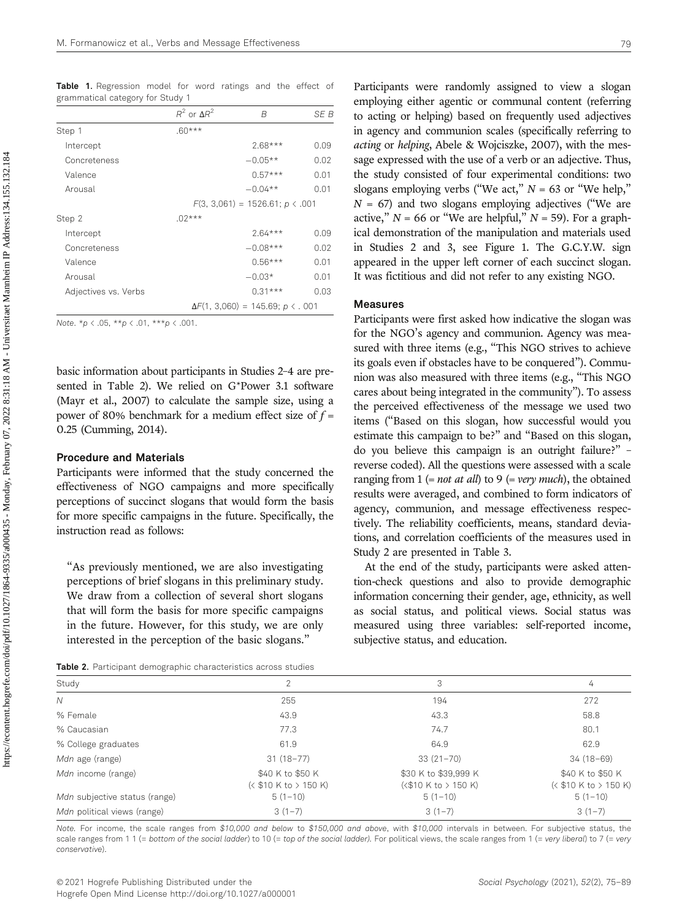**Table 1.** Regression model for word ratings and the effect of grammatical category for Study 1

| | $R^2$ or $\Delta R^2$ | $B$ | $SE\ B$ |
|---|---|---|---|
| Step 1 | .60*** | | |
| Intercept | | 2.68*** | 0.09 |
| Concreteness | | −0.05** | 0.02 |
| Valence | | 0.57*** | 0.01 |
| Arousal | | −0.04** | 0.01 |
| | | $F(3, 3{,}061) = 1526.61$; $p < .001$ | |
| Step 2 | .02*** | | |
| Intercept | | 2.64*** | 0.09 |
| Concreteness | | −0.08*** | 0.02 |
| Valence | | 0.56*** | 0.01 |
| Arousal | | −0.03* | 0.01 |
| Adjectives vs. Verbs | | 0.31*** | 0.03 |
| | | $\Delta F(1, 3{,}060) = 145.69$; $p < .001$ | |

*Note.* *$p < .05$, **$p < .01$, ***$p < .001$.

basic information about participants in Studies 2–4 are presented in Table 2). We relied on G*Power 3.1 software (Mayr et al., 2007) to calculate the sample size, using a power of 80% benchmark for a medium effect size of $f = 0.25$ (Cumming, 2014).

### Procedure and Materials

Participants were informed that the study concerned the effectiveness of NGO campaigns and more specifically perceptions of succinct slogans that would form the basis for more specific campaigns in the future. Specifically, the instruction read as follows:

> "As previously mentioned, we are also investigating perceptions of brief slogans in this preliminary study. We draw from a collection of several short slogans that will form the basis for more specific campaigns in the future. However, for this study, we are only interested in the perception of the basic slogans."

Participants were randomly assigned to view a slogan employing either agentic or communal content (referring to acting or helping) based on frequently used adjectives in agency and communion scales (specifically referring to *acting* or *helping*, Abele & Wojciszke, 2007), with the message expressed with the use of a verb or an adjective. Thus, the study consisted of four experimental conditions: two slogans employing verbs ("We act," $N = 63$ or "We help," $N = 67$) and two slogans employing adjectives ("We are active," $N = 66$ or "We are helpful," $N = 59$). For a graphical demonstration of the manipulation and materials used in Studies 2 and 3, see Figure 1. The G.C.Y.W. sign appeared in the upper left corner of each succinct slogan. It was fictitious and did not refer to any existing NGO.

### Measures

Participants were first asked how indicative the slogan was for the NGO's agency and communion. Agency was measured with three items (e.g., "This NGO strives to achieve its goals even if obstacles have to be conquered"). Communion was also measured with three items (e.g., "This NGO cares about being integrated in the community"). To assess the perceived effectiveness of the message we used two items ("Based on this slogan, how successful would you estimate this campaign to be?" and "Based on this slogan, do you believe this campaign is an outright failure?" – reverse coded). All the questions were assessed with a scale ranging from 1 (= *not at all*) to 9 (= *very much*), the obtained results were averaged, and combined to form indicators of agency, communion, and message effectiveness respectively. The reliability coefficients, means, standard deviations, and correlation coefficients of the measures used in Study 2 are presented in Table 3.

At the end of the study, participants were asked attention-check questions and also to provide demographic information concerning their gender, age, ethnicity, as well as social status, and political views. Social status was measured using three variables: self-reported income, subjective status, and education.

**Table 2.** Participant demographic characteristics across studies

| Study | 2 | 3 | 4 |
|---|---|---|---|
| $N$ | 255 | 194 | 272 |
| % Female | 43.9 | 43.3 | 58.8 |
| % Caucasian | 77.3 | 74.7 | 80.1 |
| % College graduates | 61.9 | 64.9 | 62.9 |
| *Mdn* age (range) | 31 (18–77) | 33 (21–70) | 34 (18–69) |
| *Mdn* income (range) | \$40 K to \$50 K (< \$10 K to > 150 K) | \$30 K to \$39,999 K (<\$10 K to > 150 K) | \$40 K to \$50 K (< \$10 K to > 150 K) |
| *Mdn* subjective status (range) | 5 (1–10) | 5 (1–10) | 5 (1–10) |
| *Mdn* political views (range) | 3 (1–7) | 3 (1–7) | 3 (1–7) |

*Note.* For income, the scale ranges from *\$10,000 and below* to *\$150,000 and above*, with *\$10,000* intervals in between. For subjective status, the scale ranges from 1 1 (= *bottom of the social ladder*) to 10 (= *top of the social ladder*). For political views, the scale ranges from 1 (= *very liberal*) to 7 (= *very conservative*).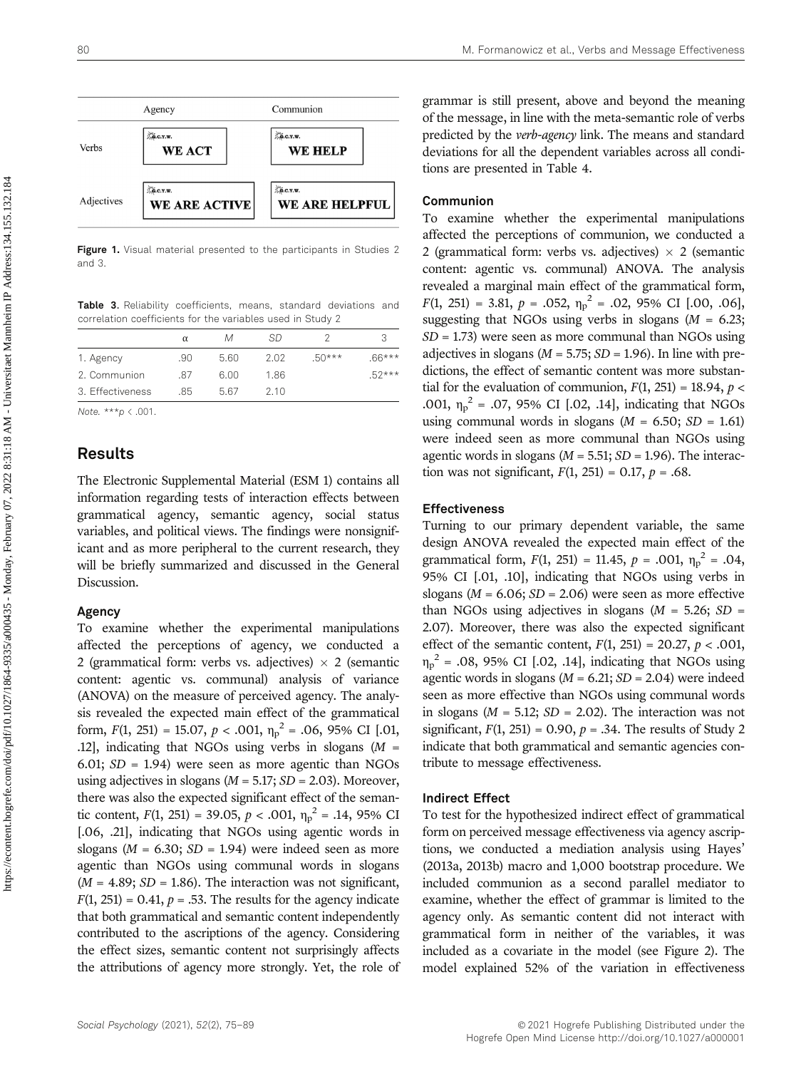| | Agency | Communion |
|---|---|---|
| Verbs | WE ACT | WE HELP |
| Adjectives | WE ARE ACTIVE | WE ARE HELPFUL |

**Figure 1.** Visual material presented to the participants in Studies 2 and 3.

**Table 3.** Reliability coefficients, means, standard deviations and correlation coefficients for the variables used in Study 2

| | α | *M* | *SD* | 2 | 3 |
|---|---|---|---|---|---|
| 1. Agency | .90 | 5.60 | 2.02 | .50*** | .66*** |
| 2. Communion | .87 | 6.00 | 1.86 | | .52*** |
| 3. Effectiveness | .85 | 5.67 | 2.10 | | |

*Note.* ***$p < .001$.

## Results

The Electronic Supplemental Material (ESM 1) contains all information regarding tests of interaction effects between grammatical agency, semantic agency, social status variables, and political views. The findings were nonsignificant and as more peripheral to the current research, they will be briefly summarized and discussed in the General Discussion.

### Agency

To examine whether the experimental manipulations affected the perceptions of agency, we conducted a 2 (grammatical form: verbs vs. adjectives) × 2 (semantic content: agentic vs. communal) analysis of variance (ANOVA) on the measure of perceived agency. The analysis revealed the expected main effect of the grammatical form, $F(1, 251) = 15.07$, $p < .001$, $\eta_p^2 = .06$, 95% CI [.01, .12], indicating that NGOs using verbs in slogans ($M = 6.01$; $SD = 1.94$) were seen as more agentic than NGOs using adjectives in slogans ($M = 5.17$; $SD = 2.03$). Moreover, there was also the expected significant effect of the semantic content, $F(1, 251) = 39.05$, $p < .001$, $\eta_p^2 = .14$, 95% CI [.06, .21], indicating that NGOs using agentic words in slogans ($M = 6.30$; $SD = 1.94$) were indeed seen as more agentic than NGOs using communal words in slogans ($M = 4.89$; $SD = 1.86$). The interaction was not significant, $F(1, 251) = 0.41$, $p = .53$. The results for the agency indicate that both grammatical and semantic content independently contributed to the ascriptions of the agency. Considering the effect sizes, semantic content not surprisingly affects the attributions of agency more strongly. Yet, the role of grammar is still present, above and beyond the meaning of the message, in line with the meta-semantic role of verbs predicted by the *verb-agency* link. The means and standard deviations for all the dependent variables across all conditions are presented in Table 4.

### Communion

To examine whether the experimental manipulations affected the perceptions of communion, we conducted a 2 (grammatical form: verbs vs. adjectives) × 2 (semantic content: agentic vs. communal) ANOVA. The analysis revealed a marginal main effect of the grammatical form, $F(1, 251) = 3.81$, $p = .052$, $\eta_p^2 = .02$, 95% CI [.00, .06], suggesting that NGOs using verbs in slogans ($M = 6.23$; $SD = 1.73$) were seen as more communal than NGOs using adjectives in slogans ($M = 5.75$; $SD = 1.96$). In line with predictions, the effect of semantic content was more substantial for the evaluation of communion, $F(1, 251) = 18.94$, $p < .001$, $\eta_p^2 = .07$, 95% CI [.02, .14], indicating that NGOs using communal words in slogans ($M = 6.50$; $SD = 1.61$) were indeed seen as more communal than NGOs using agentic words in slogans ($M = 5.51$; $SD = 1.96$). The interaction was not significant, $F(1, 251) = 0.17$, $p = .68$.

### Effectiveness

Turning to our primary dependent variable, the same design ANOVA revealed the expected main effect of the grammatical form, $F(1, 251) = 11.45$, $p = .001$, $\eta_p^2 = .04$, 95% CI [.01, .10], indicating that NGOs using verbs in slogans ($M = 6.06$; $SD = 2.06$) were seen as more effective than NGOs using adjectives in slogans ($M = 5.26$; $SD = 2.07$). Moreover, there was also the expected significant effect of the semantic content, $F(1, 251) = 20.27$, $p < .001$, $\eta_p^2 = .08$, 95% CI [.02, .14], indicating that NGOs using agentic words in slogans ($M = 6.21$; $SD = 2.04$) were indeed seen as more effective than NGOs using communal words in slogans ($M = 5.12$; $SD = 2.02$). The interaction was not significant, $F(1, 251) = 0.90$, $p = .34$. The results of Study 2 indicate that both grammatical and semantic agencies contribute to message effectiveness.

### Indirect Effect

To test for the hypothesized indirect effect of grammatical form on perceived message effectiveness via agency ascriptions, we conducted a mediation analysis using Hayes' (2013a, 2013b) macro and 1,000 bootstrap procedure. We included communion as a second parallel mediator to examine, whether the effect of grammar is limited to the agency only. As semantic content did not interact with grammatical form in neither of the variables, it was included as a covariate in the model (see Figure 2). The model explained 52% of the variation in effectiveness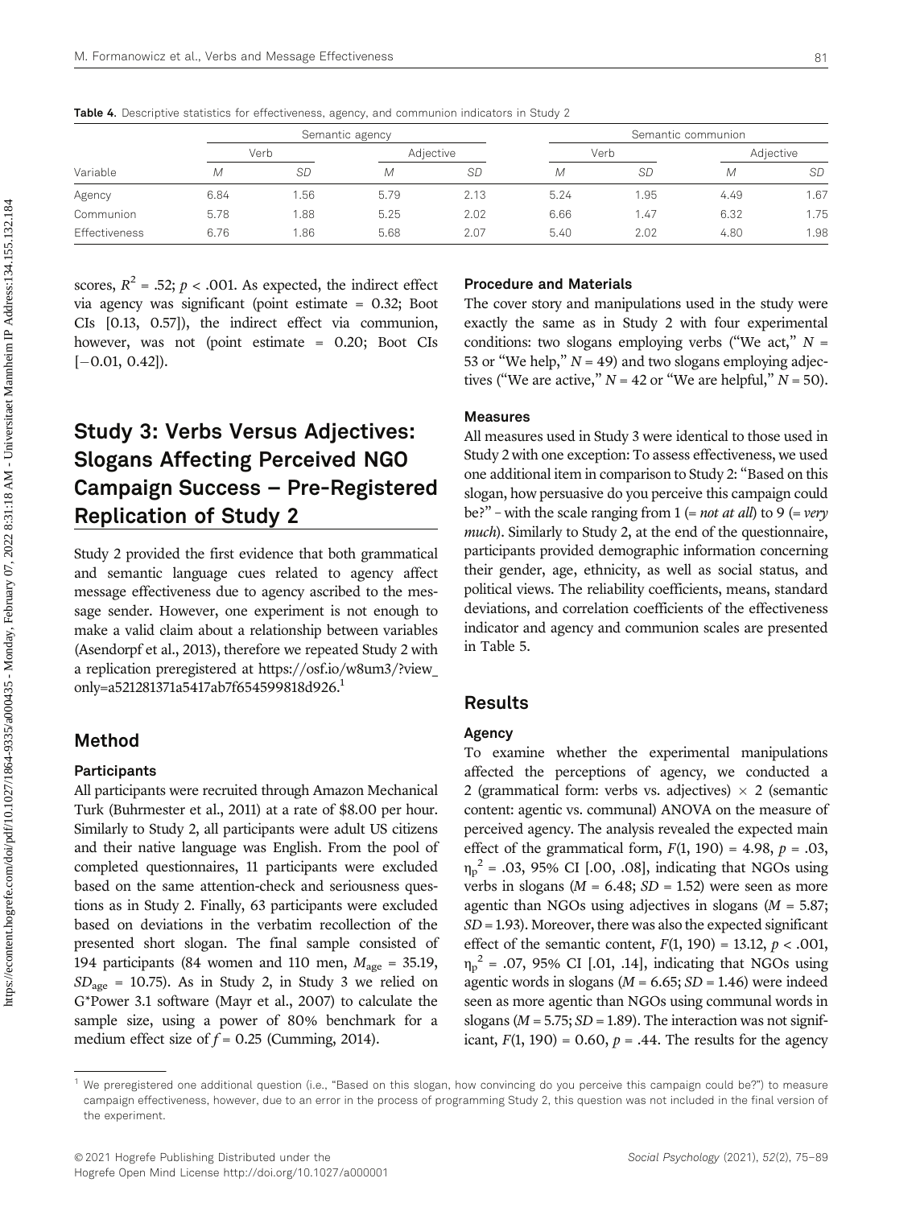**Table 4.** Descriptive statistics for effectiveness, agency, and communion indicators in Study 2

| | Semantic agency | | | | Semantic communion | | | |
|---|---|---|---|---|---|---|---|---|
| | Verb | | Adjective | | Verb | | Adjective | |
| Variable | *M* | *SD* | *M* | *SD* | *M* | *SD* | *M* | *SD* |
| Agency | 6.84 | 1.56 | 5.79 | 2.13 | 5.24 | 1.95 | 4.49 | 1.67 |
| Communion | 5.78 | 1.88 | 5.25 | 2.02 | 6.66 | 1.47 | 6.32 | 1.75 |
| Effectiveness | 6.76 | 1.86 | 5.68 | 2.07 | 5.40 | 2.02 | 4.80 | 1.98 |

scores, $R^2$ = .52; $p < .001$. As expected, the indirect effect via agency was significant (point estimate = 0.32; Boot CIs [0.13, 0.57]), the indirect effect via communion, however, was not (point estimate = 0.20; Boot CIs [−0.01, 0.42]).

## Study 3: Verbs Versus Adjectives: Slogans Affecting Perceived NGO Campaign Success – Pre-Registered Replication of Study 2

Study 2 provided the first evidence that both grammatical and semantic language cues related to agency affect message effectiveness due to agency ascribed to the message sender. However, one experiment is not enough to make a valid claim about a relationship between variables (Asendorpf et al., 2013), therefore we repeated Study 2 with a replication preregistered at https://osf.io/w8um3/?view_only=a521281371a5417ab7f654599818d926.[1]

### Method

#### Participants

All participants were recruited through Amazon Mechanical Turk (Buhrmester et al., 2011) at a rate of $8.00 per hour. Similarly to Study 2, all participants were adult US citizens and their native language was English. From the pool of completed questionnaires, 11 participants were excluded based on the same attention-check and seriousness questions as in Study 2. Finally, 63 participants were excluded based on deviations in the verbatim recollection of the presented short slogan. The final sample consisted of 194 participants (84 women and 110 men, $M_{age}$ = 35.19, $SD_{age}$ = 10.75). As in Study 2, in Study 3 we relied on G*Power 3.1 software (Mayr et al., 2007) to calculate the sample size, using a power of 80% benchmark for a medium effect size of $f$ = 0.25 (Cumming, 2014).

#### Procedure and Materials

The cover story and manipulations used in the study were exactly the same as in Study 2 with four experimental conditions: two slogans employing verbs ("We act," $N$ = 53 or "We help," $N$ = 49) and two slogans employing adjectives ("We are active," $N$ = 42 or "We are helpful," $N$ = 50).

#### Measures

All measures used in Study 3 were identical to those used in Study 2 with one exception: To assess effectiveness, we used one additional item in comparison to Study 2: "Based on this slogan, how persuasive do you perceive this campaign could be?" – with the scale ranging from 1 (= *not at all*) to 9 (= *very much*). Similarly to Study 2, at the end of the questionnaire, participants provided demographic information concerning their gender, age, ethnicity, as well as social status, and political views. The reliability coefficients, means, standard deviations, and correlation coefficients of the effectiveness indicator and agency and communion scales are presented in Table 5.

### Results

#### Agency

To examine whether the experimental manipulations affected the perceptions of agency, we conducted a 2 (grammatical form: verbs vs. adjectives) × 2 (semantic content: agentic vs. communal) ANOVA on the measure of perceived agency. The analysis revealed the expected main effect of the grammatical form, $F(1, 190) = 4.98$, $p = .03$, $\eta_p^2 = .03$, 95% CI [.00, .08], indicating that NGOs using verbs in slogans ($M = 6.48$; $SD = 1.52$) were seen as more agentic than NGOs using adjectives in slogans ($M = 5.87$; $SD = 1.93$). Moreover, there was also the expected significant effect of the semantic content, $F(1, 190) = 13.12$, $p < .001$, $\eta_p^2 = .07$, 95% CI [.01, .14], indicating that NGOs using agentic words in slogans ($M = 6.65$; $SD = 1.46$) were indeed seen as more agentic than NGOs using communal words in slogans ($M = 5.75$; $SD = 1.89$). The interaction was not significant, $F(1, 190) = 0.60$, $p = .44$. The results for the agency

[1] We preregistered one additional question (i.e., "Based on this slogan, how convincing do you perceive this campaign could be?") to measure campaign effectiveness, however, due to an error in the process of programming Study 2, this question was not included in the final version of the experiment.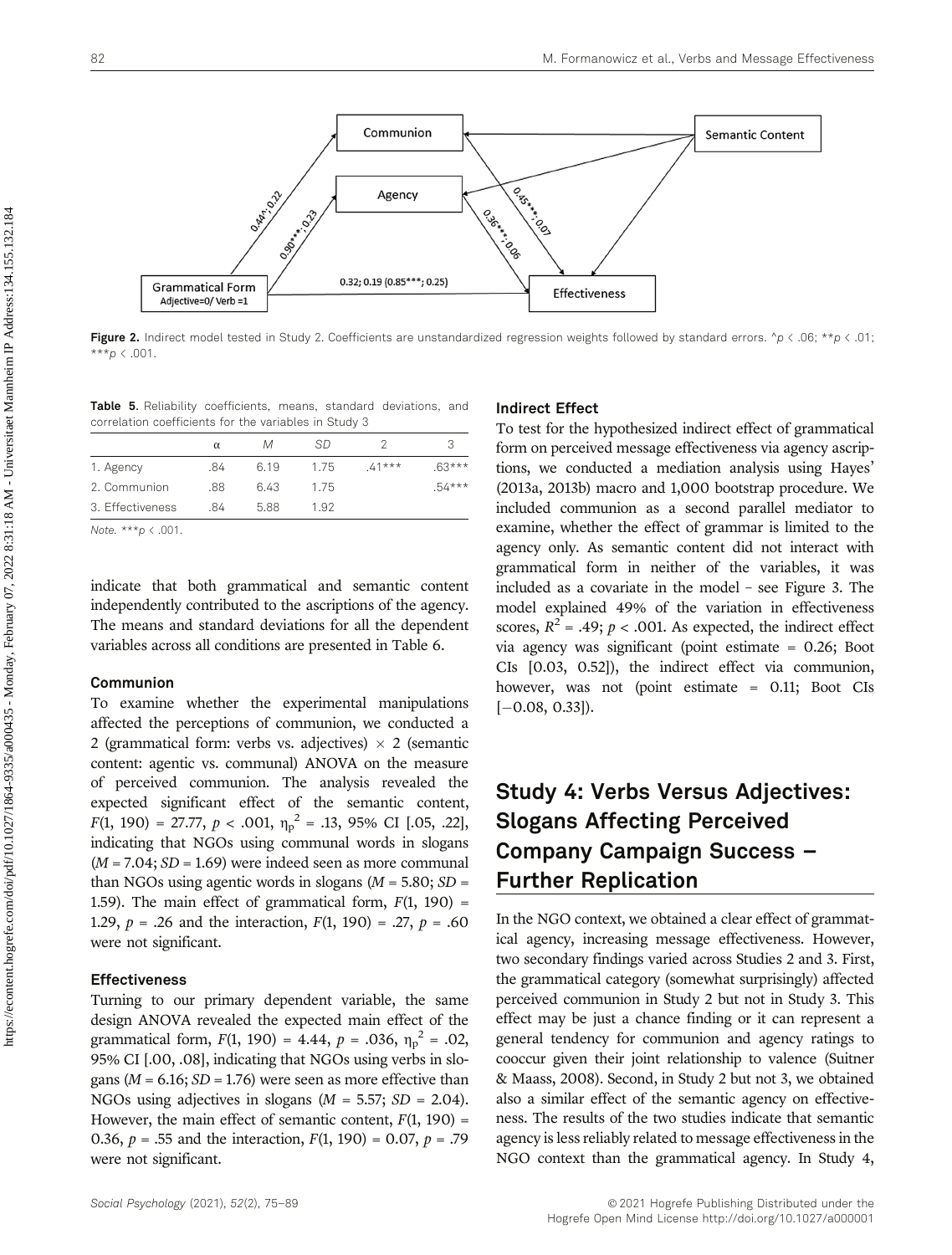Figure 2. Indirect model tested in Study 2. Coefficients are unstandardized regression weights followed by standard errors. ^p < .06; **p < .01; ***p < .001.

Table 5. Reliability coefficients, means, standard deviations, and correlation coefficients for the variables in Study 3

| | α | M | SD | 2 | 3 |
|---|---|---|---|---|---|
| 1. Agency | .84 | 6.19 | 1.75 | .41*** | .63*** |
| 2. Communion | .88 | 6.43 | 1.75 | | .54*** |
| 3. Effectiveness | .84 | 5.88 | 1.92 | | |

*Note.* ***p < .001.

indicate that both grammatical and semantic content independently contributed to the ascriptions of the agency. The means and standard deviations for all the dependent variables across all conditions are presented in Table 6.

#### Communion

To examine whether the experimental manipulations affected the perceptions of communion, we conducted a 2 (grammatical form: verbs vs. adjectives) × 2 (semantic content: agentic vs. communal) ANOVA on the measure of perceived communion. The analysis revealed the expected significant effect of the semantic content, $F(1, 190) = 27.77$, $p < .001$, $\eta_p^2 = .13$, 95% CI [.05, .22], indicating that NGOs using communal words in slogans ($M = 7.04$; $SD = 1.69$) were indeed seen as more communal than NGOs using agentic words in slogans ($M = 5.80$; $SD = 1.59$). The main effect of grammatical form, $F(1, 190) = 1.29$, $p = .26$ and the interaction, $F(1, 190) = .27$, $p = .60$ were not significant.

#### Effectiveness

Turning to our primary dependent variable, the same design ANOVA revealed the expected main effect of the grammatical form, $F(1, 190) = 4.44$, $p = .036$, $\eta_p^2 = .02$, 95% CI [.00, .08], indicating that NGOs using verbs in slogans ($M = 6.16$; $SD = 1.76$) were seen as more effective than NGOs using adjectives in slogans ($M = 5.57$; $SD = 2.04$). However, the main effect of semantic content, $F(1, 190) = 0.36$, $p = .55$ and the interaction, $F(1, 190) = 0.07$, $p = .79$ were not significant.

#### Indirect Effect

To test for the hypothesized indirect effect of grammatical form on perceived message effectiveness via agency ascriptions, we conducted a mediation analysis using Hayes' (2013a, 2013b) macro and 1,000 bootstrap procedure. We included communion as a second parallel mediator to examine, whether the effect of grammar is limited to the agency only. As semantic content did not interact with grammatical form in neither of the variables, it was included as a covariate in the model – see Figure 3. The model explained 49% of the variation in effectiveness scores, $R^2 = .49$; $p < .001$. As expected, the indirect effect via agency was significant (point estimate = 0.26; Boot CIs [0.03, 0.52]), the indirect effect via communion, however, was not (point estimate = 0.11; Boot CIs [−0.08, 0.33]).

## Study 4: Verbs Versus Adjectives: Slogans Affecting Perceived Company Campaign Success – Further Replication

In the NGO context, we obtained a clear effect of grammatical agency, increasing message effectiveness. However, two secondary findings varied across Studies 2 and 3. First, the grammatical category (somewhat surprisingly) affected perceived communion in Study 2 but not in Study 3. This effect may be just a chance finding or it can represent a general tendency for communion and agency ratings to cooccur given their joint relationship to valence (Suitner & Maass, 2008). Second, in Study 2 but not 3, we obtained also a similar effect of the semantic agency on effectiveness. The results of the two studies indicate that semantic agency is less reliably related to message effectiveness in the NGO context than the grammatical agency. In Study 4,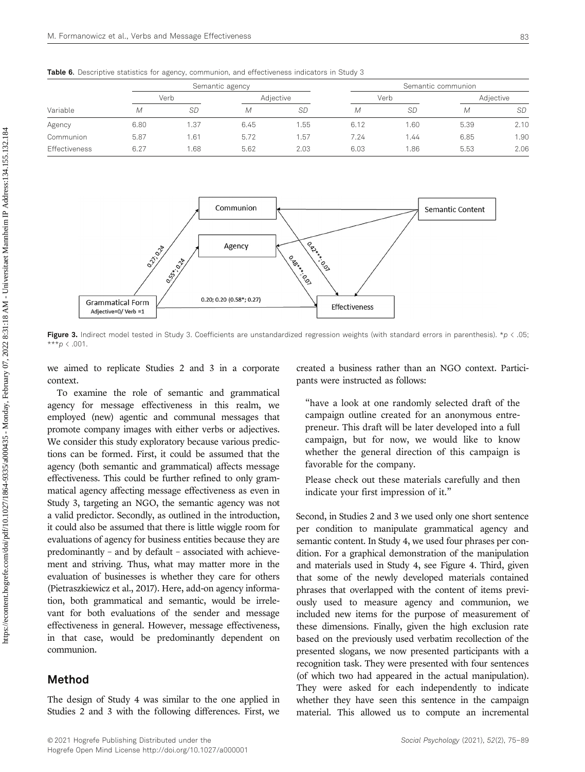**Table 6.** Descriptive statistics for agency, communion, and effectiveness indicators in Study 3

| | Semantic agency | | | | Semantic communion | | | |
|---|---|---|---|---|---|---|---|---|
| | Verb | | Adjective | | Verb | | Adjective | |
| Variable | *M* | *SD* | *M* | *SD* | *M* | *SD* | *M* | *SD* |
| Agency | 6.80 | 1.37 | 6.45 | 1.55 | 6.12 | 1.60 | 5.39 | 2.10 |
| Communion | 5.87 | 1.61 | 5.72 | 1.57 | 7.24 | 1.44 | 6.85 | 1.90 |
| Effectiveness | 6.27 | 1.68 | 5.62 | 2.03 | 6.03 | 1.86 | 5.53 | 2.06 |

**Figure 3.** Indirect model tested in Study 3. Coefficients are unstandardized regression weights (with standard errors in parenthesis). $*p < .05$; $***p < .001$.

we aimed to replicate Studies 2 and 3 in a corporate context.

To examine the role of semantic and grammatical agency for message effectiveness in this realm, we employed (new) agentic and communal messages that promote company images with either verbs or adjectives. We consider this study exploratory because various predictions can be formed. First, it could be assumed that the agency (both semantic and grammatical) affects message effectiveness. This could be further refined to only grammatical agency affecting message effectiveness as even in Study 3, targeting an NGO, the semantic agency was not a valid predictor. Secondly, as outlined in the introduction, it could also be assumed that there is little wiggle room for evaluations of agency for business entities because they are predominantly – and by default – associated with achievement and striving. Thus, what may matter more in the evaluation of businesses is whether they care for others (Pietraszkiewicz et al., 2017). Here, add-on agency information, both grammatical and semantic, would be irrelevant for both evaluations of the sender and message effectiveness in general. However, message effectiveness, in that case, would be predominantly dependent on communion.

## Method

The design of Study 4 was similar to the one applied in Studies 2 and 3 with the following differences. First, we created a business rather than an NGO context. Participants were instructed as follows:

> "have a look at one randomly selected draft of the campaign outline created for an anonymous entrepreneur. This draft will be later developed into a full campaign, but for now, we would like to know whether the general direction of this campaign is favorable for the company.
>
> Please check out these materials carefully and then indicate your first impression of it."

Second, in Studies 2 and 3 we used only one short sentence per condition to manipulate grammatical agency and semantic content. In Study 4, we used four phrases per condition. For a graphical demonstration of the manipulation and materials used in Study 4, see Figure 4. Third, given that some of the newly developed materials contained phrases that overlapped with the content of items previously used to measure agency and communion, we included new items for the purpose of measurement of these dimensions. Finally, given the high exclusion rate based on the previously used verbatim recollection of the presented slogans, we now presented participants with a recognition task. They were presented with four sentences (of which two had appeared in the actual manipulation). They were asked for each independently to indicate whether they have seen this sentence in the campaign material. This allowed us to compute an incremental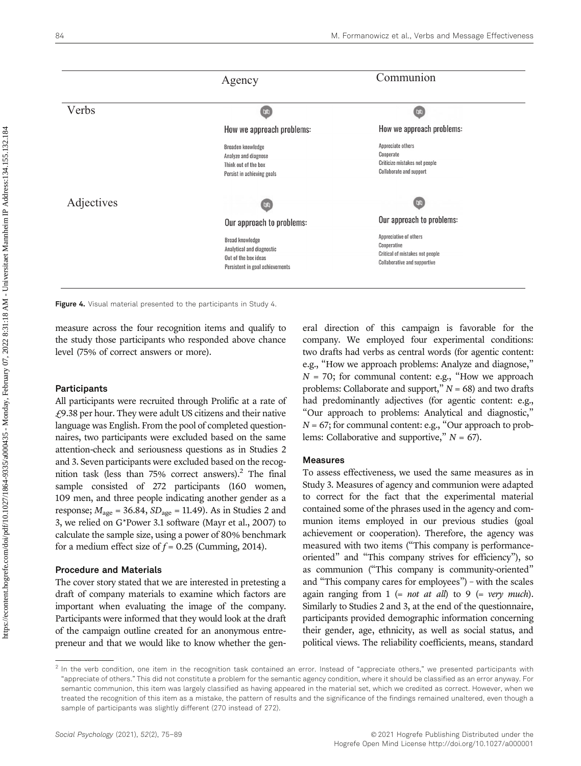|  | Agency | Communion |
| --- | --- | --- |
| Verbs | How we approach problems: Broaden knowledge; Analyze and diagnose; Think out of the box; Persist in achieving goals | How we approach problems: Appreciate others; Cooperate; Criticize mistakes not people; Collaborate and support |
| Adjectives | Our approach to problems: Broad knowledge; Analytical and diagnostic; Out of the box ideas; Persistent in goal achievements | Our approach to problems: Appreciative of others; Cooperative; Critical of mistakes not people; Collaborative and supportive |

**Figure 4.** Visual material presented to the participants in Study 4.

measure across the four recognition items and qualify to the study those participants who responded above chance level (75% of correct answers or more).

### Participants

All participants were recruited through Prolific at a rate of £9.38 per hour. They were adult US citizens and their native language was English. From the pool of completed questionnaires, two participants were excluded based on the same attention-check and seriousness questions as in Studies 2 and 3. Seven participants were excluded based on the recognition task (less than 75% correct answers).[2] The final sample consisted of 272 participants (160 women, 109 men, and three people indicating another gender as a response; $M_{age}$ = 36.84, $SD_{age}$ = 11.49). As in Studies 2 and 3, we relied on G*Power 3.1 software (Mayr et al., 2007) to calculate the sample size, using a power of 80% benchmark for a medium effect size of $f$ = 0.25 (Cumming, 2014).

### Procedure and Materials

The cover story stated that we are interested in pretesting a draft of company materials to examine which factors are important when evaluating the image of the company. Participants were informed that they would look at the draft of the campaign outline created for an anonymous entrepreneur and that we would like to know whether the general direction of this campaign is favorable for the company. We employed four experimental conditions: two drafts had verbs as central words (for agentic content: e.g., "How we approach problems: Analyze and diagnose," $N$ = 70; for communal content: e.g., "How we approach problems: Collaborate and support," $N$ = 68) and two drafts had predominantly adjectives (for agentic content: e.g., "Our approach to problems: Analytical and diagnostic," $N$ = 67; for communal content: e.g., "Our approach to problems: Collaborative and supportive," $N$ = 67).

### Measures

To assess effectiveness, we used the same measures as in Study 3. Measures of agency and communion were adapted to correct for the fact that the experimental material contained some of the phrases used in the agency and communion items employed in our previous studies (goal achievement or cooperation). Therefore, the agency was measured with two items ("This company is performance-oriented" and "This company strives for efficiency"), so as communion ("This company is community-oriented" and "This company cares for employees") – with the scales again ranging from 1 (= *not at all*) to 9 (= *very much*). Similarly to Studies 2 and 3, at the end of the questionnaire, participants provided demographic information concerning their gender, age, ethnicity, as well as social status, and political views. The reliability coefficients, means, standard

[2] In the verb condition, one item in the recognition task contained an error. Instead of "appreciate others," we presented participants with "appreciate of others." This did not constitute a problem for the semantic agency condition, where it should be classified as an error anyway. For semantic communion, this item was largely classified as having appeared in the material set, which we credited as correct. However, when we treated the recognition of this item as a mistake, the pattern of results and the significance of the findings remained unaltered, even though a sample of participants was slightly different (270 instead of 272).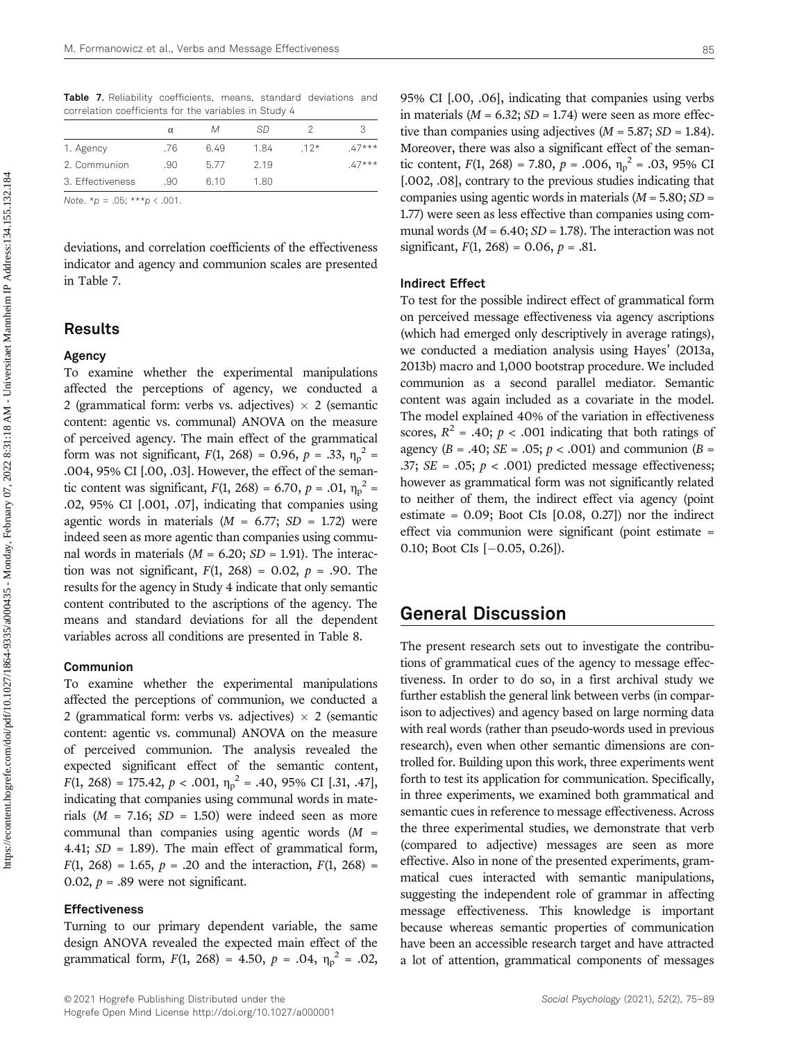**Table 7.** Reliability coefficients, means, standard deviations and correlation coefficients for the variables in Study 4

| | α | M | SD | 2 | 3 |
|---|---|---|---|---|---|
| 1. Agency | .76 | 6.49 | 1.84 | .12* | .47*** |
| 2. Communion | .90 | 5.77 | 2.19 | | .47*** |
| 3. Effectiveness | .90 | 6.10 | 1.80 | | |

*Note.* *$p$ = .05; ***$p$ < .001.

deviations, and correlation coefficients of the effectiveness indicator and agency and communion scales are presented in Table 7.

## Results

### Agency

To examine whether the experimental manipulations affected the perceptions of agency, we conducted a 2 (grammatical form: verbs vs. adjectives) × 2 (semantic content: agentic vs. communal) ANOVA on the measure of perceived agency. The main effect of the grammatical form was not significant, $F(1, 268) = 0.96$, $p = .33$, $\eta_p^2 = .004$, 95% CI [.00, .03]. However, the effect of the semantic content was significant, $F(1, 268) = 6.70$, $p = .01$, $\eta_p^2 = .02$, 95% CI [.001, .07], indicating that companies using agentic words in materials ($M = 6.77$; $SD = 1.72$) were indeed seen as more agentic than companies using communal words in materials ($M = 6.20$; $SD = 1.91$). The interaction was not significant, $F(1, 268) = 0.02$, $p = .90$. The results for the agency in Study 4 indicate that only semantic content contributed to the ascriptions of the agency. The means and standard deviations for all the dependent variables across all conditions are presented in Table 8.

### Communion

To examine whether the experimental manipulations affected the perceptions of communion, we conducted a 2 (grammatical form: verbs vs. adjectives) × 2 (semantic content: agentic vs. communal) ANOVA on the measure of perceived communion. The analysis revealed the expected significant effect of the semantic content, $F(1, 268) = 175.42$, $p < .001$, $\eta_p^2 = .40$, 95% CI [.31, .47], indicating that companies using communal words in materials ($M = 7.16$; $SD = 1.50$) were indeed seen as more communal than companies using agentic words ($M = 4.41$; $SD = 1.89$). The main effect of grammatical form, $F(1, 268) = 1.65$, $p = .20$ and the interaction, $F(1, 268) = 0.02$, $p = .89$ were not significant.

### Effectiveness

Turning to our primary dependent variable, the same design ANOVA revealed the expected main effect of the grammatical form, $F(1, 268) = 4.50$, $p = .04$, $\eta_p^2 = .02$, 95% CI [.00, .06], indicating that companies using verbs in materials ($M = 6.32$; $SD = 1.74$) were seen as more effective than companies using adjectives ($M = 5.87$; $SD = 1.84$). Moreover, there was also a significant effect of the semantic content, $F(1, 268) = 7.80$, $p = .006$, $\eta_p^2 = .03$, 95% CI [.002, .08], contrary to the previous studies indicating that companies using agentic words in materials ($M = 5.80$; $SD = 1.77$) were seen as less effective than companies using communal words ($M = 6.40$; $SD = 1.78$). The interaction was not significant, $F(1, 268) = 0.06$, $p = .81$.

### Indirect Effect

To test for the possible indirect effect of grammatical form on perceived message effectiveness via agency ascriptions (which had emerged only descriptively in average ratings), we conducted a mediation analysis using Hayes' (2013a, 2013b) macro and 1,000 bootstrap procedure. We included communion as a second parallel mediator. Semantic content was again included as a covariate in the model. The model explained 40% of the variation in effectiveness scores, $R^2 = .40$; $p < .001$ indicating that both ratings of agency ($B = .40$; $SE = .05$; $p < .001$) and communion ($B = .37$; $SE = .05$; $p < .001$) predicted message effectiveness; however as grammatical form was not significantly related to neither of them, the indirect effect via agency (point estimate = 0.09; Boot CIs [0.08, 0.27]) nor the indirect effect via communion were significant (point estimate = 0.10; Boot CIs [−0.05, 0.26]).

## General Discussion

The present research sets out to investigate the contributions of grammatical cues of the agency to message effectiveness. In order to do so, in a first archival study we further establish the general link between verbs (in comparison to adjectives) and agency based on large norming data with real words (rather than pseudo-words used in previous research), even when other semantic dimensions are controlled for. Building upon this work, three experiments went forth to test its application for communication. Specifically, in three experiments, we examined both grammatical and semantic cues in reference to message effectiveness. Across the three experimental studies, we demonstrate that verb (compared to adjective) messages are seen as more effective. Also in none of the presented experiments, grammatical cues interacted with semantic manipulations, suggesting the independent role of grammar in affecting message effectiveness. This knowledge is important because whereas semantic properties of communication have been an accessible research target and have attracted a lot of attention, grammatical components of messages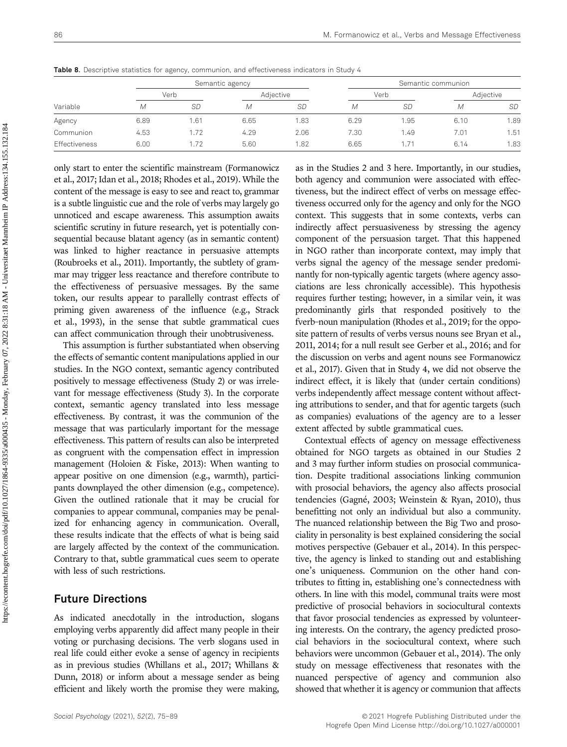**Table 8.** Descriptive statistics for agency, communion, and effectiveness indicators in Study 4

| | Semantic agency | | | | Semantic communion | | | |
|---|---|---|---|---|---|---|---|---|
| | Verb | | Adjective | | Verb | | Adjective | |
| Variable | *M* | *SD* | *M* | *SD* | *M* | *SD* | *M* | *SD* |
| Agency | 6.89 | 1.61 | 6.65 | 1.83 | 6.29 | 1.95 | 6.10 | 1.89 |
| Communion | 4.53 | 1.72 | 4.29 | 2.06 | 7.30 | 1.49 | 7.01 | 1.51 |
| Effectiveness | 6.00 | 1.72 | 5.60 | 1.82 | 6.65 | 1.71 | 6.14 | 1.83 |

only start to enter the scientific mainstream (Formanowicz et al., 2017; Idan et al., 2018; Rhodes et al., 2019). While the content of the message is easy to see and react to, grammar is a subtle linguistic cue and the role of verbs may largely go unnoticed and escape awareness. This assumption awaits scientific scrutiny in future research, yet is potentially consequential because blatant agency (as in semantic content) was linked to higher reactance in persuasive attempts (Roubroeks et al., 2011). Importantly, the subtlety of grammar may trigger less reactance and therefore contribute to the effectiveness of persuasive messages. By the same token, our results appear to parallelly contrast effects of priming given awareness of the influence (e.g., Strack et al., 1993), in the sense that subtle grammatical cues can affect communication through their unobtrusiveness.

This assumption is further substantiated when observing the effects of semantic content manipulations applied in our studies. In the NGO context, semantic agency contributed positively to message effectiveness (Study 2) or was irrelevant for message effectiveness (Study 3). In the corporate context, semantic agency translated into less message effectiveness. By contrast, it was the communion of the message that was particularly important for the message effectiveness. This pattern of results can also be interpreted as congruent with the compensation effect in impression management (Holoien & Fiske, 2013): When wanting to appear positive on one dimension (e.g., warmth), participants downplayed the other dimension (e.g., competence). Given the outlined rationale that it may be crucial for companies to appear communal, companies may be penalized for enhancing agency in communication. Overall, these results indicate that the effects of what is being said are largely affected by the context of the communication. Contrary to that, subtle grammatical cues seem to operate with less of such restrictions.

## Future Directions

As indicated anecdotally in the introduction, slogans employing verbs apparently did affect many people in their voting or purchasing decisions. The verb slogans used in real life could either evoke a sense of agency in recipients as in previous studies (Whillans et al., 2017; Whillans & Dunn, 2018) or inform about a message sender as being efficient and likely worth the promise they were making, as in the Studies 2 and 3 here. Importantly, in our studies, both agency and communion were associated with effectiveness, but the indirect effect of verbs on message effectiveness occurred only for the agency and only for the NGO context. This suggests that in some contexts, verbs can indirectly affect persuasiveness by stressing the agency component of the persuasion target. That this happened in NGO rather than incorporate context, may imply that verbs signal the agency of the message sender predominantly for non-typically agentic targets (where agency associations are less chronically accessible). This hypothesis requires further testing; however, in a similar vein, it was predominantly girls that responded positively to the fverb–noun manipulation (Rhodes et al., 2019; for the opposite pattern of results of verbs versus nouns see Bryan et al., 2011, 2014; for a null result see Gerber et al., 2016; and for the discussion on verbs and agent nouns see Formanowicz et al., 2017). Given that in Study 4, we did not observe the indirect effect, it is likely that (under certain conditions) verbs independently affect message content without affecting attributions to sender, and that for agentic targets (such as companies) evaluations of the agency are to a lesser extent affected by subtle grammatical cues.

Contextual effects of agency on message effectiveness obtained for NGO targets as obtained in our Studies 2 and 3 may further inform studies on prosocial communication. Despite traditional associations linking communion with prosocial behaviors, the agency also affects prosocial tendencies (Gagné, 2003; Weinstein & Ryan, 2010), thus benefitting not only an individual but also a community. The nuanced relationship between the Big Two and prosociality in personality is best explained considering the social motives perspective (Gebauer et al., 2014). In this perspective, the agency is linked to standing out and establishing one's uniqueness. Communion on the other hand contributes to fitting in, establishing one's connectedness with others. In line with this model, communal traits were most predictive of prosocial behaviors in sociocultural contexts that favor prosocial tendencies as expressed by volunteering interests. On the contrary, the agency predicted prosocial behaviors in the sociocultural context, where such behaviors were uncommon (Gebauer et al., 2014). The only study on message effectiveness that resonates with the nuanced perspective of agency and communion also showed that whether it is agency or communion that affects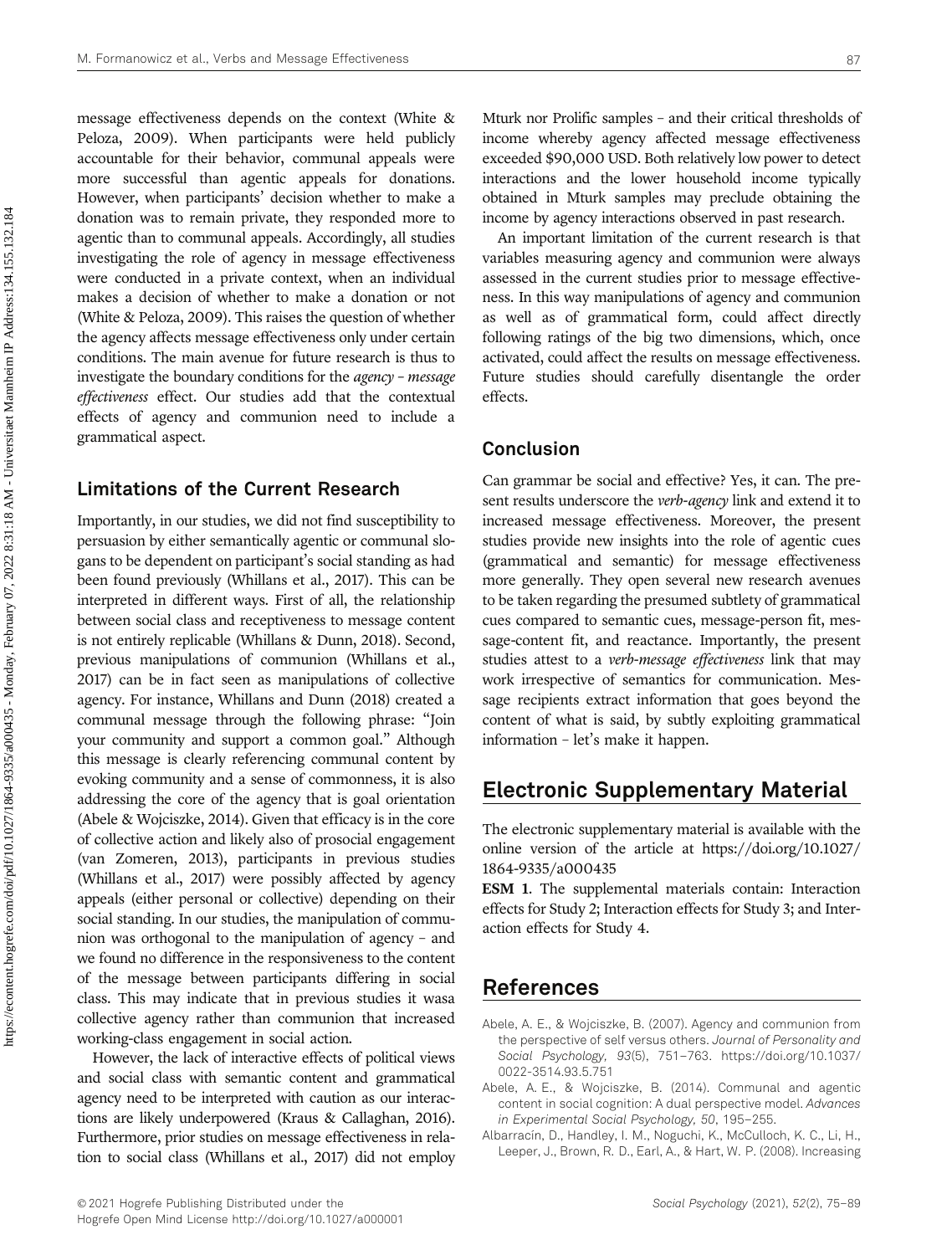message effectiveness depends on the context (White & Peloza, 2009). When participants were held publicly accountable for their behavior, communal appeals were more successful than agentic appeals for donations. However, when participants' decision whether to make a donation was to remain private, they responded more to agentic than to communal appeals. Accordingly, all studies investigating the role of agency in message effectiveness were conducted in a private context, when an individual makes a decision of whether to make a donation or not (White & Peloza, 2009). This raises the question of whether the agency affects message effectiveness only under certain conditions. The main avenue for future research is thus to investigate the boundary conditions for the *agency – message effectiveness* effect. Our studies add that the contextual effects of agency and communion need to include a grammatical aspect.

## Limitations of the Current Research

Importantly, in our studies, we did not find susceptibility to persuasion by either semantically agentic or communal slogans to be dependent on participant's social standing as had been found previously (Whillans et al., 2017). This can be interpreted in different ways. First of all, the relationship between social class and receptiveness to message content is not entirely replicable (Whillans & Dunn, 2018). Second, previous manipulations of communion (Whillans et al., 2017) can be in fact seen as manipulations of collective agency. For instance, Whillans and Dunn (2018) created a communal message through the following phrase: "Join your community and support a common goal." Although this message is clearly referencing communal content by evoking community and a sense of commonness, it is also addressing the core of the agency that is goal orientation (Abele & Wojciszke, 2014). Given that efficacy is in the core of collective action and likely also of prosocial engagement (van Zomeren, 2013), participants in previous studies (Whillans et al., 2017) were possibly affected by agency appeals (either personal or collective) depending on their social standing. In our studies, the manipulation of communion was orthogonal to the manipulation of agency – and we found no difference in the responsiveness to the content of the message between participants differing in social class. This may indicate that in previous studies it wasa collective agency rather than communion that increased working-class engagement in social action.

However, the lack of interactive effects of political views and social class with semantic content and grammatical agency need to be interpreted with caution as our interactions are likely underpowered (Kraus & Callaghan, 2016). Furthermore, prior studies on message effectiveness in relation to social class (Whillans et al., 2017) did not employ Mturk nor Prolific samples – and their critical thresholds of income whereby agency affected message effectiveness exceeded $90,000 USD. Both relatively low power to detect interactions and the lower household income typically obtained in Mturk samples may preclude obtaining the income by agency interactions observed in past research.

An important limitation of the current research is that variables measuring agency and communion were always assessed in the current studies prior to message effectiveness. In this way manipulations of agency and communion as well as of grammatical form, could affect directly following ratings of the big two dimensions, which, once activated, could affect the results on message effectiveness. Future studies should carefully disentangle the order effects.

## Conclusion

Can grammar be social and effective? Yes, it can. The present results underscore the *verb-agency* link and extend it to increased message effectiveness. Moreover, the present studies provide new insights into the role of agentic cues (grammatical and semantic) for message effectiveness more generally. They open several new research avenues to be taken regarding the presumed subtlety of grammatical cues compared to semantic cues, message-person fit, message-content fit, and reactance. Importantly, the present studies attest to a *verb-message effectiveness* link that may work irrespective of semantics for communication. Message recipients extract information that goes beyond the content of what is said, by subtly exploiting grammatical information – let's make it happen.

# Electronic Supplementary Material

The electronic supplementary material is available with the online version of the article at https://doi.org/10.1027/1864-9335/a000435

**ESM 1.** The supplemental materials contain: Interaction effects for Study 2; Interaction effects for Study 3; and Interaction effects for Study 4.

# References

Abele, A. E., & Wojciszke, B. (2007). Agency and communion from the perspective of self versus others. *Journal of Personality and Social Psychology, 93*(5), 751–763. https://doi.org/10.1037/0022-3514.93.5.751

Abele, A. E., & Wojciszke, B. (2014). Communal and agentic content in social cognition: A dual perspective model. *Advances in Experimental Social Psychology, 50*, 195–255.

Albarracín, D., Handley, I. M., Noguchi, K., McCulloch, K. C., Li, H., Leeper, J., Brown, R. D., Earl, A., & Hart, W. P. (2008). Increasing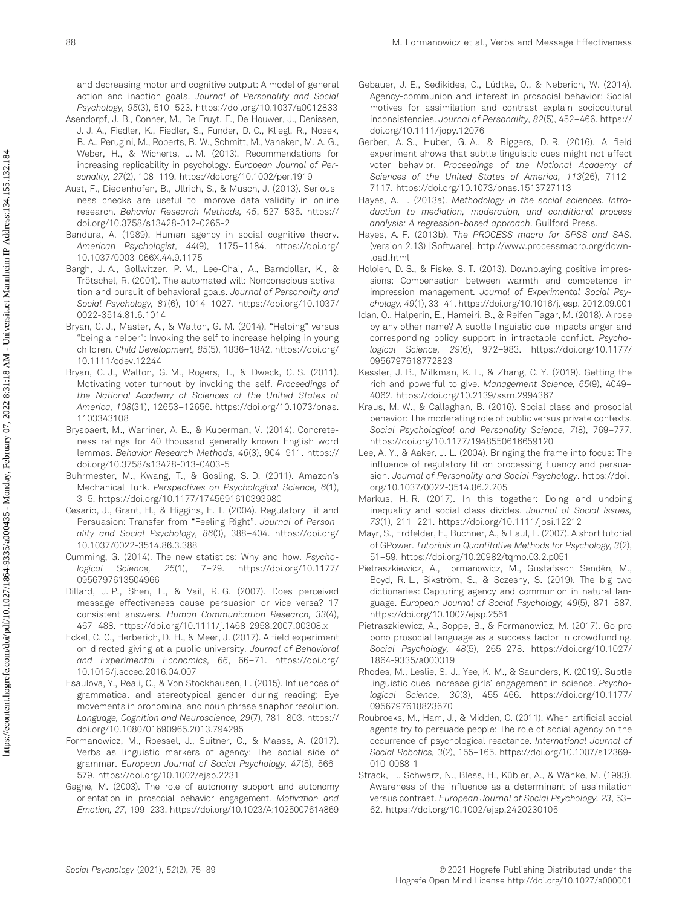and decreasing motor and cognitive output: A model of general action and inaction goals. *Journal of Personality and Social Psychology, 95*(3), 510–523. https://doi.org/10.1037/a0012833

Asendorpf, J. B., Conner, M., De Fruyt, F., De Houwer, J., Denissen, J. J. A., Fiedler, K., Fiedler, S., Funder, D. C., Kliegl, R., Nosek, B. A., Perugini, M., Roberts, B. W., Schmitt, M., Vanaken, M. A. G., Weber, H., & Wicherts, J. M. (2013). Recommendations for increasing replicability in psychology. *European Journal of Personality, 27*(2), 108–119. https://doi.org/10.1002/per.1919

Aust, F., Diedenhofen, B., Ullrich, S., & Musch, J. (2013). Seriousness checks are useful to improve data validity in online research. *Behavior Research Methods, 45*, 527–535. https://doi.org/10.3758/s13428-012-0265-2

Bandura, A. (1989). Human agency in social cognitive theory. *American Psychologist, 44*(9), 1175–1184. https://doi.org/10.1037/0003-066X.44.9.1175

Bargh, J. A., Gollwitzer, P. M., Lee-Chai, A., Barndollar, K., & Trötschel, R. (2001). The automated will: Nonconscious activation and pursuit of behavioral goals. *Journal of Personality and Social Psychology, 81*(6), 1014–1027. https://doi.org/10.1037/0022-3514.81.6.1014

Bryan, C. J., Master, A., & Walton, G. M. (2014). "Helping" versus "being a helper": Invoking the self to increase helping in young children. *Child Development, 85*(5), 1836–1842. https://doi.org/10.1111/cdev.12244

Bryan, C. J., Walton, G. M., Rogers, T., & Dweck, C. S. (2011). Motivating voter turnout by invoking the self. *Proceedings of the National Academy of Sciences of the United States of America, 108*(31), 12653–12656. https://doi.org/10.1073/pnas.1103343108

Brysbaert, M., Warriner, A. B., & Kuperman, V. (2014). Concreteness ratings for 40 thousand generally known English word lemmas. *Behavior Research Methods, 46*(3), 904–911. https://doi.org/10.3758/s13428-013-0403-5

Buhrmester, M., Kwang, T., & Gosling, S. D. (2011). Amazon's Mechanical Turk. *Perspectives on Psychological Science, 6*(1), 3–5. https://doi.org/10.1177/1745691610393980

Cesario, J., Grant, H., & Higgins, E. T. (2004). Regulatory Fit and Persuasion: Transfer from "Feeling Right". *Journal of Personality and Social Psychology, 86*(3), 388–404. https://doi.org/10.1037/0022-3514.86.3.388

Cumming, G. (2014). The new statistics: Why and how. *Psychological Science, 25*(1), 7–29. https://doi.org/10.1177/0956797613504966

Dillard, J. P., Shen, L., & Vail, R. G. (2007). Does perceived message effectiveness cause persuasion or vice versa? 17 consistent answers. *Human Communication Research, 33*(4), 467–488. https://doi.org/10.1111/j.1468-2958.2007.00308.x

Eckel, C. C., Herberich, D. H., & Meer, J. (2017). A field experiment on directed giving at a public university. *Journal of Behavioral and Experimental Economics, 66*, 66–71. https://doi.org/10.1016/j.socec.2016.04.007

Esaulova, Y., Reali, C., & Von Stockhausen, L. (2015). Influences of grammatical and stereotypical gender during reading: Eye movements in pronominal and noun phrase anaphor resolution. *Language, Cognition and Neuroscience, 29*(7), 781–803. https://doi.org/10.1080/01690965.2013.794295

Formanowicz, M., Roessel, J., Suitner, C., & Maass, A. (2017). Verbs as linguistic markers of agency: The social side of grammar. *European Journal of Social Psychology, 47*(5), 566–579. https://doi.org/10.1002/ejsp.2231

Gagné, M. (2003). The role of autonomy support and autonomy orientation in prosocial behavior engagement. *Motivation and Emotion, 27*, 199–233. https://doi.org/10.1023/A:1025007614869

Gebauer, J. E., Sedikides, C., Lüdtke, O., & Neberich, W. (2014). Agency-communion and interest in prosocial behavior: Social motives for assimilation and contrast explain sociocultural inconsistencies. *Journal of Personality, 82*(5), 452–466. https://doi.org/10.1111/jopy.12076

Gerber, A. S., Huber, G. A., & Biggers, D. R. (2016). A field experiment shows that subtle linguistic cues might not affect voter behavior. *Proceedings of the National Academy of Sciences of the United States of America, 113*(26), 7112–7117. https://doi.org/10.1073/pnas.1513727113

Hayes, A. F. (2013a). *Methodology in the social sciences. Introduction to mediation, moderation, and conditional process analysis: A regression-based approach*. Guilford Press.

Hayes, A. F. (2013b). *The PROCESS macro for SPSS and SAS*. (version 2.13) [Software]. http://www.processmacro.org/download.html

Holoien, D. S., & Fiske, S. T. (2013). Downplaying positive impressions: Compensation between warmth and competence in impression management. *Journal of Experimental Social Psychology, 49*(1), 33–41. https://doi.org/10.1016/j.jesp.2012.09.001

Idan, O., Halperin, E., Hameiri, B., & Reifen Tagar, M. (2018). A rose by any other name? A subtle linguistic cue impacts anger and corresponding policy support in intractable conflict. *Psychological Science, 29*(6), 972–983. https://doi.org/10.1177/0956797618772823

Kessler, J. B., Milkman, K. L., & Zhang, C. Y. (2019). Getting the rich and powerful to give. *Management Science, 65*(9), 4049–4062. https://doi.org/10.2139/ssrn.2994367

Kraus, M. W., & Callaghan, B. (2016). Social class and prosocial behavior: The moderating role of public versus private contexts. *Social Psychological and Personality Science, 7*(8), 769–777. https://doi.org/10.1177/1948550616659120

Lee, A. Y., & Aaker, J. L. (2004). Bringing the frame into focus: The influence of regulatory fit on processing fluency and persuasion. *Journal of Personality and Social Psychology*. https://doi.org/10.1037/0022-3514.86.2.205

Markus, H. R. (2017). In this together: Doing and undoing inequality and social class divides. *Journal of Social Issues, 73*(1), 211–221. https://doi.org/10.1111/josi.12212

Mayr, S., Erdfelder, E., Buchner, A., & Faul, F. (2007). A short tutorial of GPower. *Tutorials in Quantitative Methods for Psychology, 3*(2), 51–59. https://doi.org/10.20982/tqmp.03.2.p051

Pietraszkiewicz, A., Formanowicz, M., Gustafsson Sendén, M., Boyd, R. L., Sikström, S., & Sczesny, S. (2019). The big two dictionaries: Capturing agency and communion in natural language. *European Journal of Social Psychology, 49*(5), 871–887. https://doi.org/10.1002/ejsp.2561

Pietraszkiewicz, A., Soppe, B., & Formanowicz, M. (2017). Go pro bono prosocial language as a success factor in crowdfunding. *Social Psychology, 48*(5), 265–278. https://doi.org/10.1027/1864-9335/a000319

Rhodes, M., Leslie, S.-J., Yee, K. M., & Saunders, K. (2019). Subtle linguistic cues increase girls' engagement in science. *Psychological Science, 30*(3), 455–466. https://doi.org/10.1177/0956797618823670

Roubroeks, M., Ham, J., & Midden, C. (2011). When artificial social agents try to persuade people: The role of social agency on the occurrence of psychological reactance. *International Journal of Social Robotics, 3*(2), 155–165. https://doi.org/10.1007/s12369-010-0088-1

Strack, F., Schwarz, N., Bless, H., Kübler, A., & Wänke, M. (1993). Awareness of the influence as a determinant of assimilation versus contrast. *European Journal of Social Psychology, 23*, 53–62. https://doi.org/10.1002/ejsp.2420230105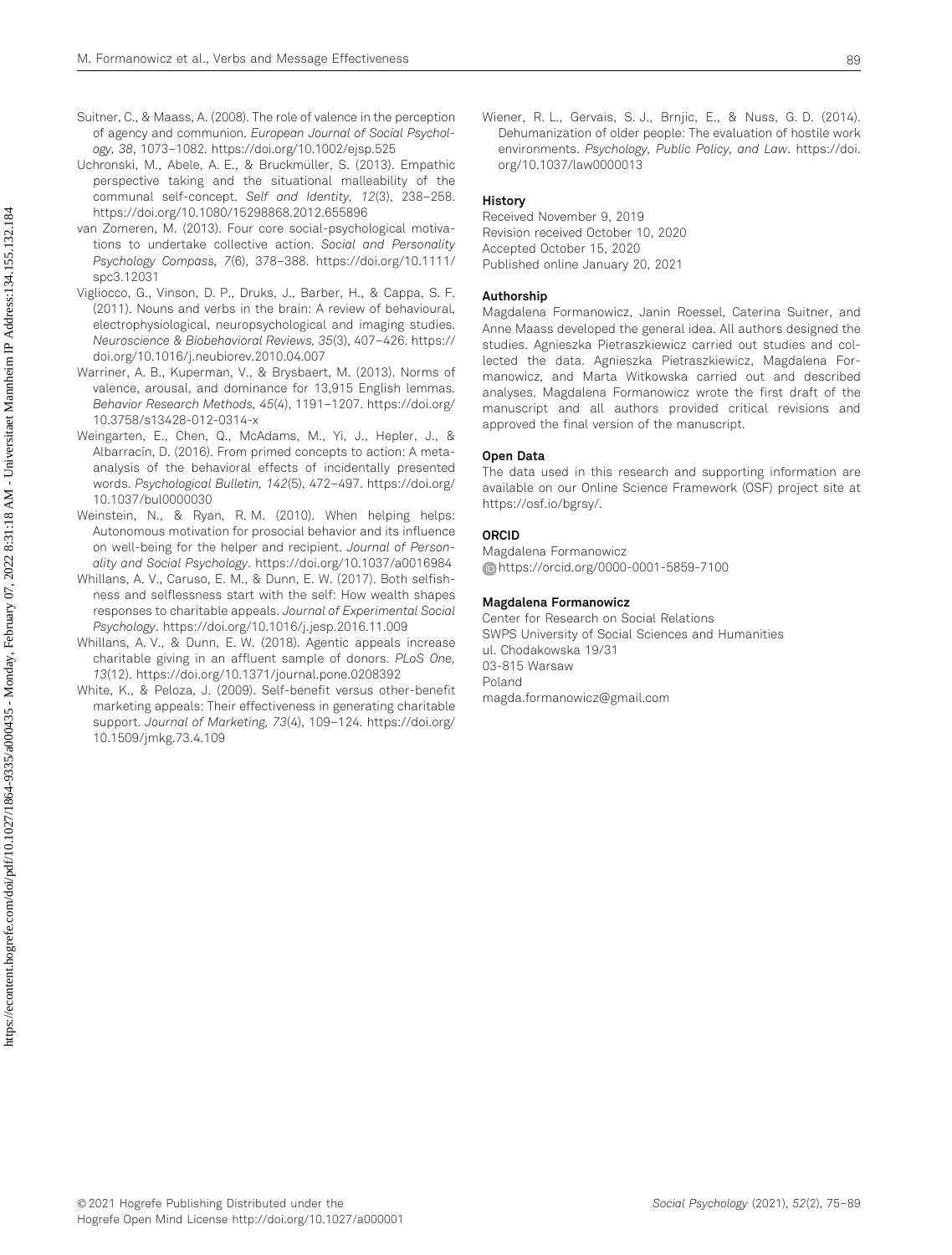Suitner, C., & Maass, A. (2008). The role of valence in the perception of agency and communion. *European Journal of Social Psychology, 38*, 1073–1082. https://doi.org/10.1002/ejsp.525

Uchronski, M., Abele, A. E., & Bruckmüller, S. (2013). Empathic perspective taking and the situational malleability of the communal self-concept. *Self and Identity, 12*(3), 238–258. https://doi.org/10.1080/15298868.2012.655896

van Zomeren, M. (2013). Four core social-psychological motivations to undertake collective action. *Social and Personality Psychology Compass, 7*(6), 378–388. https://doi.org/10.1111/spc3.12031

Vigliocco, G., Vinson, D. P., Druks, J., Barber, H., & Cappa, S. F. (2011). Nouns and verbs in the brain: A review of behavioural, electrophysiological, neuropsychological and imaging studies. *Neuroscience & Biobehavioral Reviews, 35*(3), 407–426. https://doi.org/10.1016/j.neubiorev.2010.04.007

Warriner, A. B., Kuperman, V., & Brysbaert, M. (2013). Norms of valence, arousal, and dominance for 13,915 English lemmas. *Behavior Research Methods, 45*(4), 1191–1207. https://doi.org/10.3758/s13428-012-0314-x

Weingarten, E., Chen, Q., McAdams, M., Yi, J., Hepler, J., & Albarracín, D. (2016). From primed concepts to action: A meta-analysis of the behavioral effects of incidentally presented words. *Psychological Bulletin, 142*(5), 472–497. https://doi.org/10.1037/bul0000030

Weinstein, N., & Ryan, R. M. (2010). When helping helps: Autonomous motivation for prosocial behavior and its influence on well-being for the helper and recipient. *Journal of Personality and Social Psychology*. https://doi.org/10.1037/a0016984

Whillans, A. V., Caruso, E. M., & Dunn, E. W. (2017). Both selfishness and selflessness start with the self: How wealth shapes responses to charitable appeals. *Journal of Experimental Social Psychology*. https://doi.org/10.1016/j.jesp.2016.11.009

Whillans, A. V., & Dunn, E. W. (2018). Agentic appeals increase charitable giving in an affluent sample of donors. *PLoS One, 13*(12). https://doi.org/10.1371/journal.pone.0208392

White, K., & Peloza, J. (2009). Self-benefit versus other-benefit marketing appeals: Their effectiveness in generating charitable support. *Journal of Marketing, 73*(4), 109–124. https://doi.org/10.1509/jmkg.73.4.109

Wiener, R. L., Gervais, S. J., Brnjic, E., & Nuss, G. D. (2014). Dehumanization of older people: The evaluation of hostile work environments. *Psychology, Public Policy, and Law*. https://doi.org/10.1037/law0000013

#### History

Received November 9, 2019
Revision received October 10, 2020
Accepted October 15, 2020
Published online January 20, 2021

#### Authorship

Magdalena Formanowicz, Janin Roessel, Caterina Suitner, and Anne Maass developed the general idea. All authors designed the studies. Agnieszka Pietraszkiewicz carried out studies and collected the data. Agnieszka Pietraszkiewicz, Magdalena Formanowicz, and Marta Witkowska carried out and described analyses. Magdalena Formanowicz wrote the first draft of the manuscript and all authors provided critical revisions and approved the final version of the manuscript.

#### Open Data

The data used in this research and supporting information are available on our Online Science Framework (OSF) project site at https://osf.io/bgrsy/.

#### ORCID

Magdalena Formanowicz
https://orcid.org/0000-0001-5859-7100

#### Magdalena Formanowicz

Center for Research on Social Relations
SWPS University of Social Sciences and Humanities
ul. Chodakowska 19/31
03-815 Warsaw
Poland
magda.formanowicz@gmail.com

© 2021 Hogrefe Publishing Distributed under the Hogrefe Open Mind License http://doi.org/10.1027/a000001